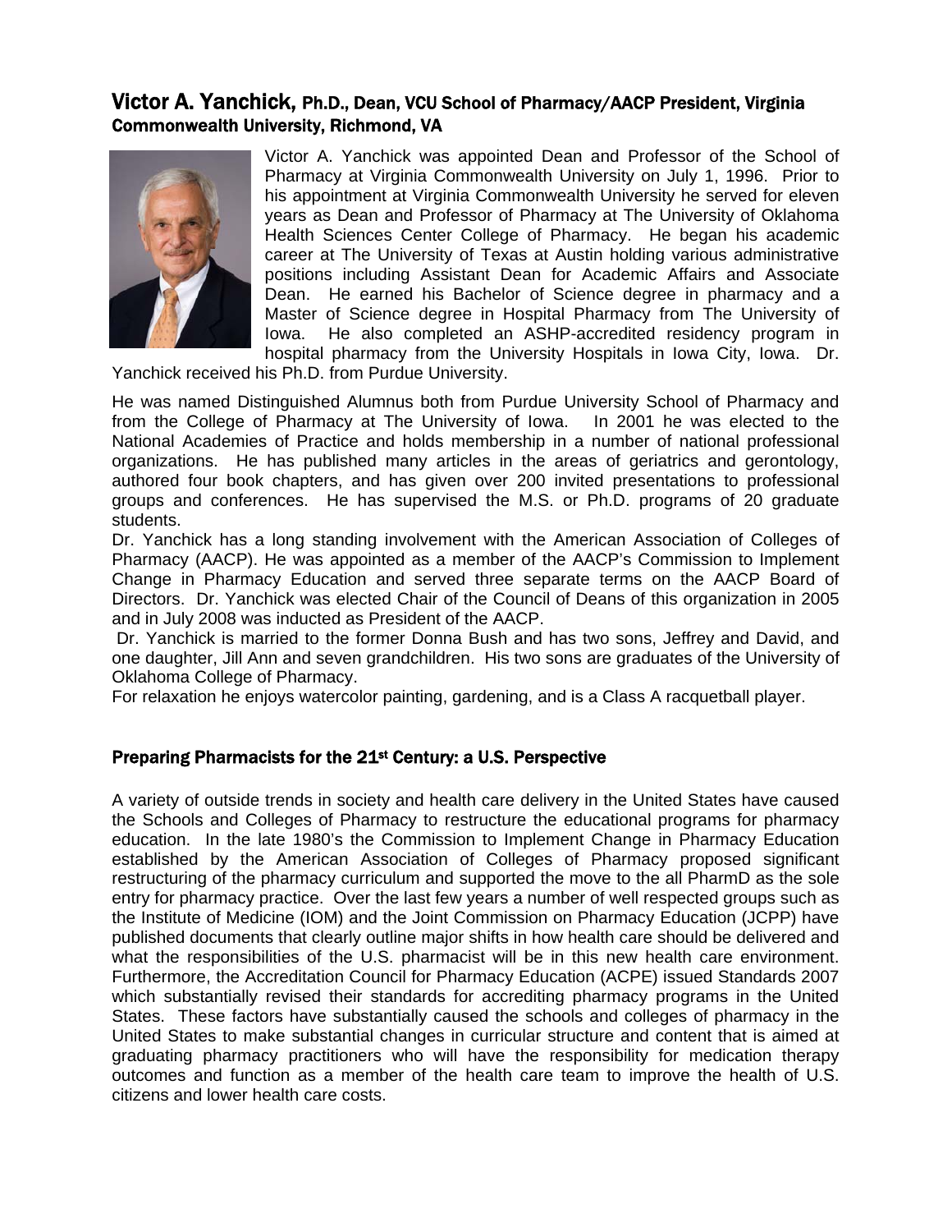## Victor A. Yanchick, Ph.D., Dean, VCU School of Pharmacy/AACP President, Virginia Commonwealth University, Richmond, VA

Victor A. Yanchick was appointed Dean and Professor of the School of Pharmacy at Virginia Commonwealth University on July 1, 1996. Prior to his appointment at Virginia Commonwealth University he served for eleven years as Dean and Professor of Pharmacy at The University of Oklahoma Health Sciences Center College of Pharmacy. He began his academic career at The University of Texas at Austin holding various administrative positions including Assistant Dean for Academic Affairs and Associate Dean. He earned his Bachelor of Science degree in pharmacy and a Master of Science degree in Hospital Pharmacy from The University of Iowa. He also completed an ASHP-accredited residency program in hospital pharmacy from the University Hospitals in Iowa City, Iowa. Dr. Yanchick received his Ph.D. from Purdue University.

He was named Distinguished Alumnus both from Purdue University School of Pharmacy and from the College of Pharmacy at The University of Iowa. In 2001 he was elected to the National Academies of Practice and holds membership in a number of national professional organizations. He has published many articles in the areas of geriatrics and gerontology, authored four book chapters, and has given over 200 invited presentations to professional groups and conferences. He has supervised the M.S. or Ph.D. programs of 20 graduate students.

Dr. Yanchick has a long standing involvement with the American Association of Colleges of Pharmacy (AACP). He was appointed as a member of the AACP's Commission to Implement Change in Pharmacy Education and served three separate terms on the AACP Board of Directors. Dr. Yanchick was elected Chair of the Council of Deans of this organization in 2005 and in July 2008 was inducted as President of the AACP.

Dr. Yanchick is married to the former Donna Bush and has two sons, Jeffrey and David, and one daughter, Jill Ann and seven grandchildren. His two sons are graduates of the University of Oklahoma College of Pharmacy.

For relaxation he enjoys watercolor painting, gardening, and is a Class A racquetball player.

### Preparing Pharmacists for the 21st Century: a U.S. Perspective

A variety of outside trends in society and health care delivery in the United States have caused the Schools and Colleges of Pharmacy to restructure the educational programs for pharmacy education. In the late 1980's the Commission to Implement Change in Pharmacy Education established by the American Association of Colleges of Pharmacy proposed significant restructuring of the pharmacy curriculum and supported the move to the all PharmD as the sole entry for pharmacy practice. Over the last few years a number of well respected groups such as the Institute of Medicine (IOM) and the Joint Commission on Pharmacy Education (JCPP) have published documents that clearly outline major shifts in how health care should be delivered and what the responsibilities of the U.S. pharmacist will be in this new health care environment. Furthermore, the Accreditation Council for Pharmacy Education (ACPE) issued Standards 2007 which substantially revised their standards for accrediting pharmacy programs in the United States. These factors have substantially caused the schools and colleges of pharmacy in the United States to make substantial changes in curricular structure and content that is aimed at graduating pharmacy practitioners who will have the responsibility for medication therapy outcomes and function as a member of the health care team to improve the health of U.S. citizens and lower health care costs.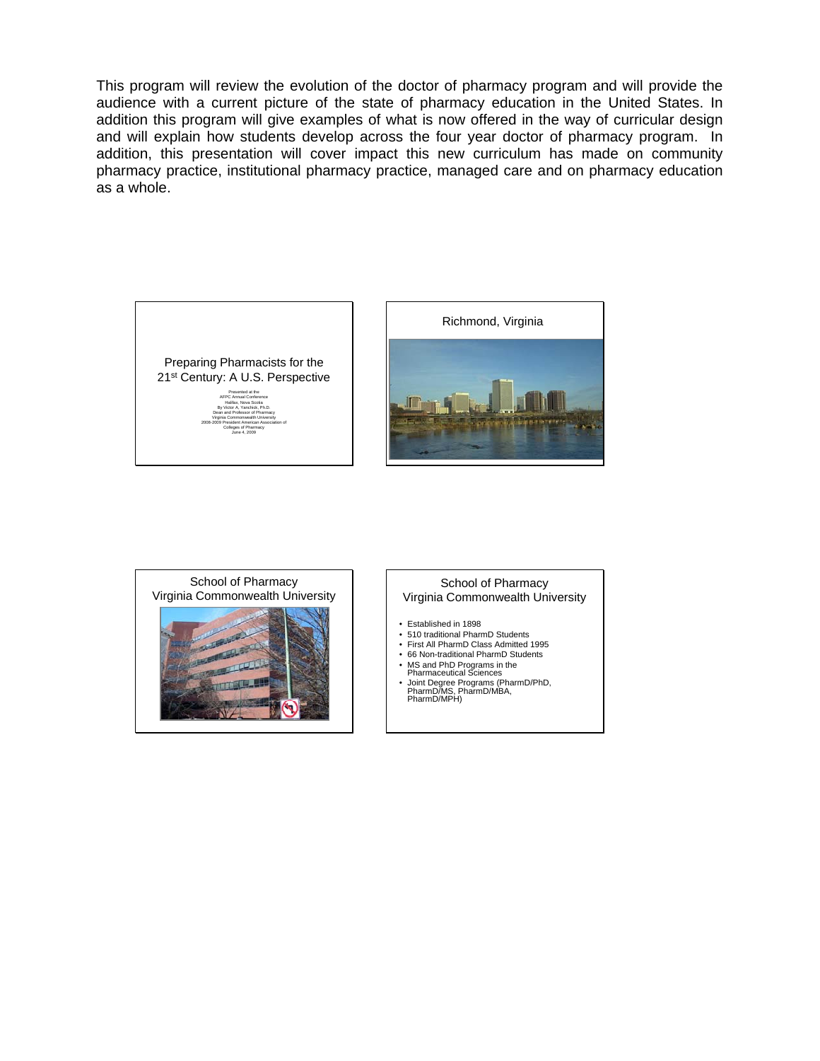This program will review the evolution of the doctor of pharmacy program and will provide the audience with a current picture of the state of pharmacy education in the United States. In addition this program will give examples of what is now offered in the way of curricular design and will explain how students develop across the four year doctor of pharmacy program. In addition, this presentation will cover impact this new curriculum has made on community pharmacy practice, institutional pharmacy practice, managed care and on pharmacy education as a whole.

## Preparing Pharmacists for the 21st Century: A U.S. Perspective

Presented at the
AFPC Annual Conference
Halifax, Nova Scotia
By Victor A. Yanchick, Ph.D.
Dean and Professor of Pharmacy
Virginia Commonwealth University
2008-2009 President American Association of Colleges of Pharmacy
June 4, 2009

## Richmond, Virginia

## School of Pharmacy Virginia Commonwealth University

## School of Pharmacy Virginia Commonwealth University

- Established in 1898
- 510 traditional PharmD Students
- First All PharmD Class Admitted 1995
- 66 Non-traditional PharmD Students
- MS and PhD Programs in the Pharmaceutical Sciences
- Joint Degree Programs (PharmD/PhD, PharmD/MS, PharmD/MBA, PharmD/MPH)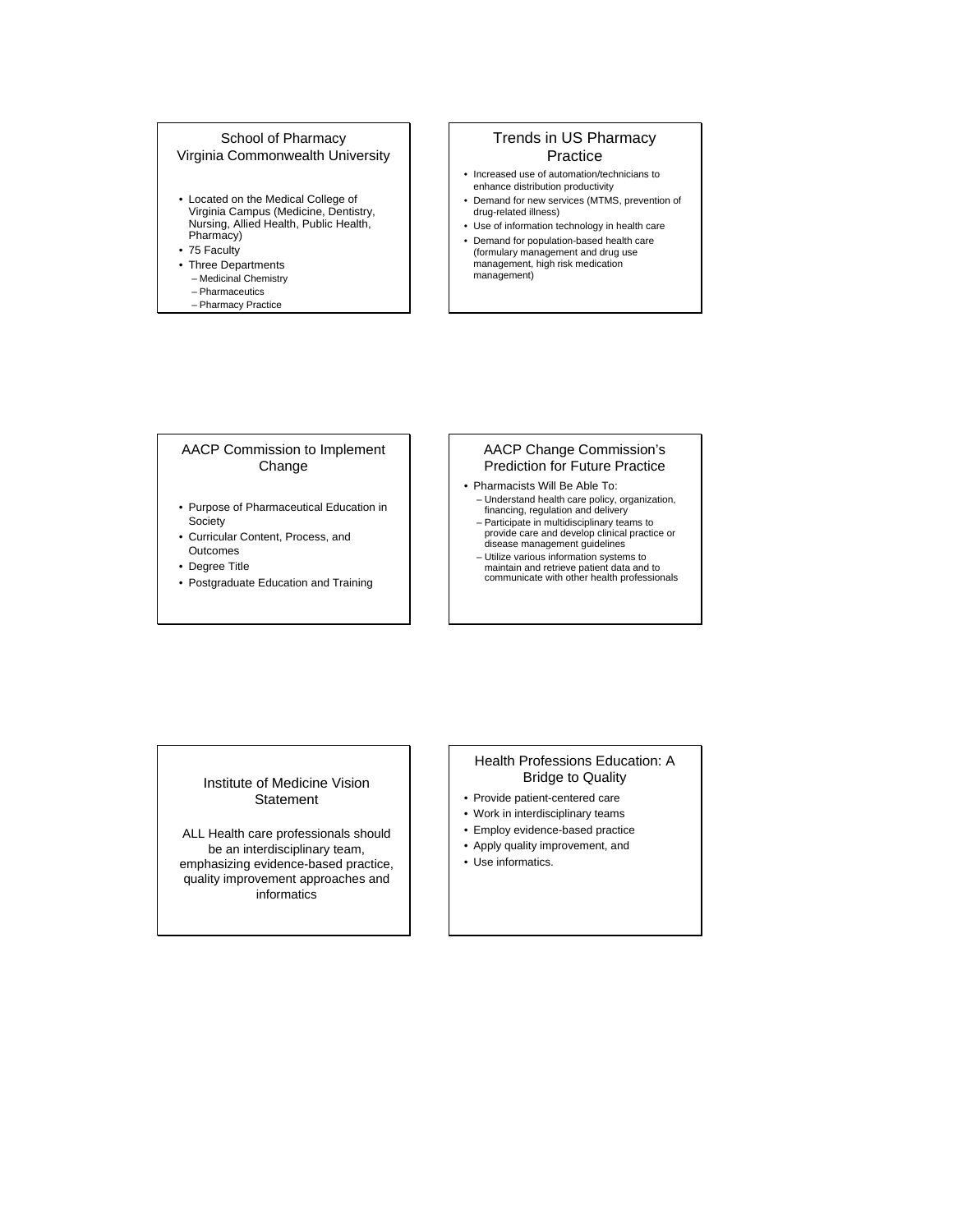## School of Pharmacy
## Virginia Commonwealth University

- Located on the Medical College of Virginia Campus (Medicine, Dentistry, Nursing, Allied Health, Public Health, Pharmacy)
- 75 Faculty
- Three Departments
  - Medicinal Chemistry
  - Pharmaceutics
  - Pharmacy Practice

## Trends in US Pharmacy Practice

- Increased use of automation/technicians to enhance distribution productivity
- Demand for new services (MTMS, prevention of drug-related illness)
- Use of information technology in health care
- Demand for population-based health care (formulary management and drug use management, high risk medication management)

## AACP Commission to Implement Change

- Purpose of Pharmaceutical Education in Society
- Curricular Content, Process, and Outcomes
- Degree Title
- Postgraduate Education and Training

## AACP Change Commission's Prediction for Future Practice

- Pharmacists Will Be Able To:
  - Understand health care policy, organization, financing, regulation and delivery
  - Participate in multidisciplinary teams to provide care and develop clinical practice or disease management guidelines
  - Utilize various information systems to maintain and retrieve patient data and to communicate with other health professionals

## Institute of Medicine Vision Statement

ALL Health care professionals should be an interdisciplinary team, emphasizing evidence-based practice, quality improvement approaches and informatics

## Health Professions Education: A Bridge to Quality

- Provide patient-centered care
- Work in interdisciplinary teams
- Employ evidence-based practice
- Apply quality improvement, and
- Use informatics.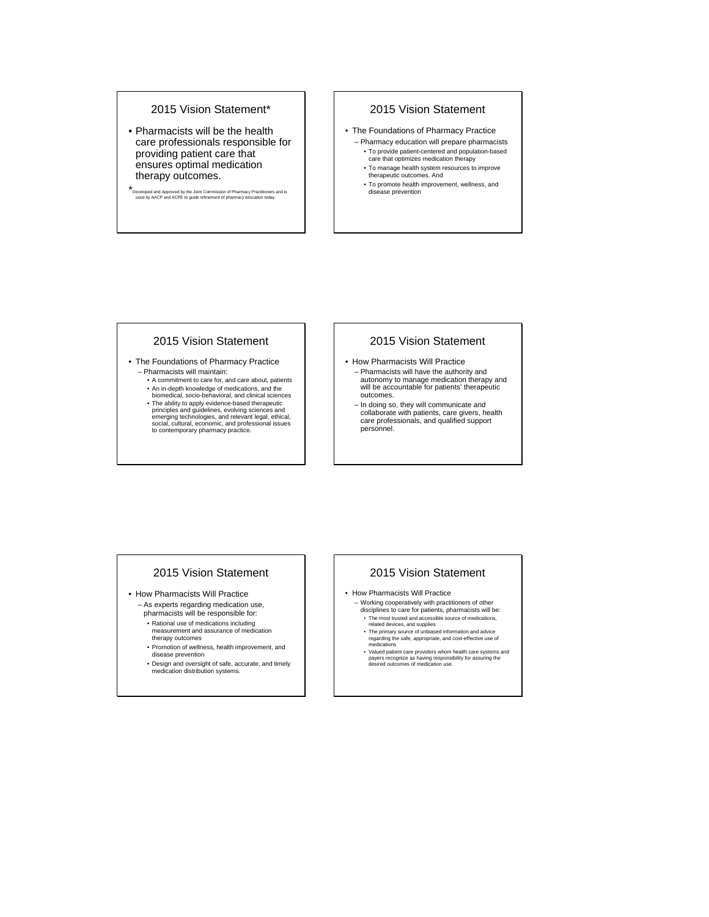## 2015 Vision Statement*

- Pharmacists will be the health care professionals responsible for providing patient care that ensures optimal medication therapy outcomes.

*Developed and Approved by the Joint Commission of Pharmacy Practitioners and is used by AACP and ACPE to guide refinement of pharmacy education today.

## 2015 Vision Statement

- The Foundations of Pharmacy Practice
  - Pharmacy education will prepare pharmacists
    - To provide patient-centered and population-based care that optimizes medication therapy
    - To manage health system resources to improve therapeutic outcomes. And
    - To promote health improvement, wellness, and disease prevention

## 2015 Vision Statement

- The Foundations of Pharmacy Practice
  - Pharmacists will maintain:
    - A commitment to care for, and care about, patients
    - An in-depth knowledge of medications, and the biomedical, socio-behavioral, and clinical sciences
    - The ability to apply evidence-based therapeutic principles and guidelines, evolving sciences and emerging technologies, and relevant legal, ethical, social, cultural, economic, and professional issues to contemporary pharmacy practice.

## 2015 Vision Statement

- How Pharmacists Will Practice
  - Pharmacists will have the authority and autonomy to manage medication therapy and will be accountable for patients' therapeutic outcomes.
  - In doing so, they will communicate and collaborate with patients, care givers, health care professionals, and qualified support personnel.

## 2015 Vision Statement

- How Pharmacists Will Practice
  - As experts regarding medication use, pharmacists will be responsible for:
    - Rational use of medications including measurement and assurance of medication therapy outcomes
    - Promotion of wellness, health improvement, and disease prevention
    - Design and oversight of safe, accurate, and timely medication distribution systems.

## 2015 Vision Statement

- How Pharmacists Will Practice
  - Working cooperatively with practitioners of other disciplines to care for patients, pharmacists will be:
    - The most trusted and accessible source of medications, related devices, and supplies
    - The primary source of unbiased information and advice regarding the safe, appropriate, and cost-effective use of medications
    - Valued patient care providers whom health care systems and payers recognize as having responsibility for assuring the desired outcomes of medication use.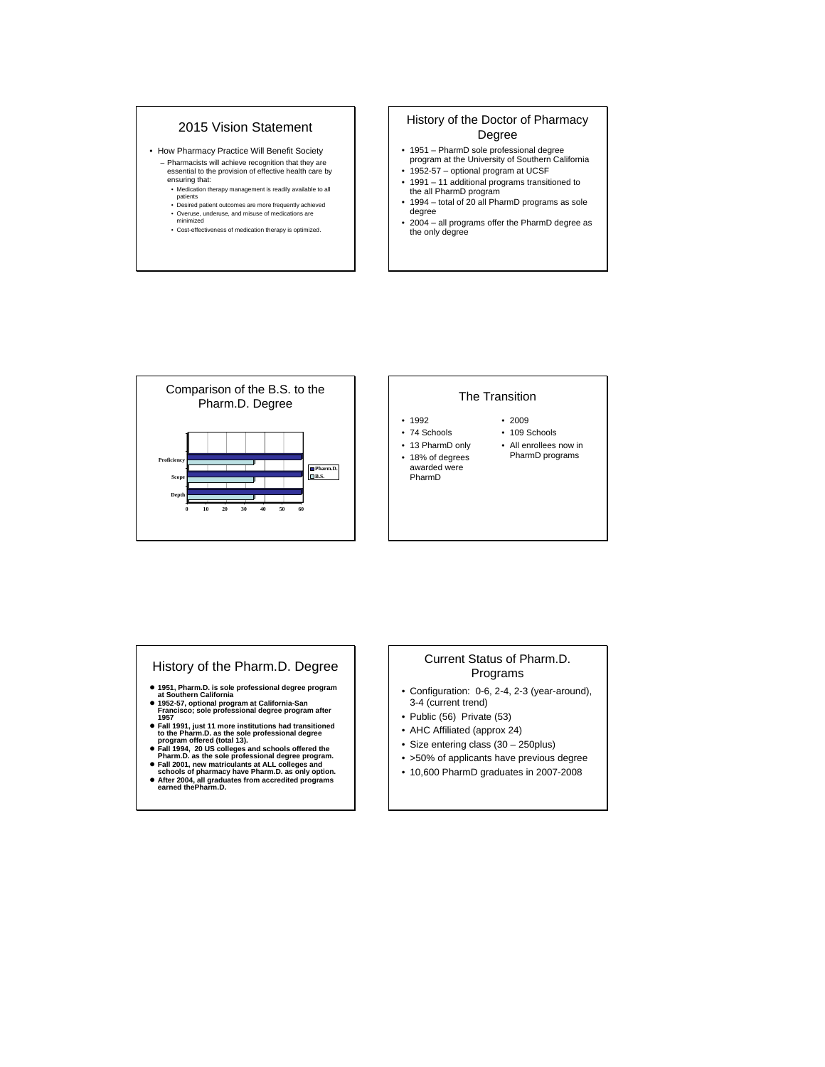## 2015 Vision Statement

- How Pharmacy Practice Will Benefit Society
  - Pharmacists will achieve recognition that they are essential to the provision of effective health care by ensuring that:
    - Medication therapy management is readily available to all patients
    - Desired patient outcomes are more frequently achieved
    - Overuse, underuse, and misuse of medications are minimized
    - Cost-effectiveness of medication therapy is optimized.

## History of the Doctor of Pharmacy Degree

- 1951 – PharmD sole professional degree program at the University of Southern California
- 1952-57 – optional program at UCSF
- 1991 – 11 additional programs transitioned to the all PharmD program
- 1994 – total of 20 all PharmD programs as sole degree
- 2004 – all programs offer the PharmD degree as the only degree

## Comparison of the B.S. to the Pharm.D. Degree

| | Pharm.D. | B.S. |
|---|---|---|
| Proficiency | 60 | 35 |
| Scope | 60 | 35 |
| Depth | 60 | 35 |

## The Transition

- 1992
- 74 Schools
- 13 PharmD only
- 18% of degrees awarded were PharmD

- 2009
- 109 Schools
- All enrollees now in PharmD programs

## History of the Pharm.D. Degree

- **1951, Pharm.D. is sole professional degree program at Southern California**
- **1952-57, optional program at California-San Francisco; sole professional degree program after 1957**
- **Fall 1991, just 11 more institutions had transitioned to the Pharm.D. as the sole professional degree program offered (total 13).**
- **Fall 1994, 20 US colleges and schools offered the Pharm.D. as the sole professional degree program.**
- **Fall 2001, new matriculants at ALL colleges and schools of pharmacy have Pharm.D. as only option.**
- **After 2004, all graduates from accredited programs earned thePharm.D.**

## Current Status of Pharm.D. Programs

- Configuration: 0-6, 2-4, 2-3 (year-around), 3-4 (current trend)
- Public (56) Private (53)
- AHC Affiliated (approx 24)
- Size entering class (30 – 250plus)
- >50% of applicants have previous degree
- 10,600 PharmD graduates in 2007-2008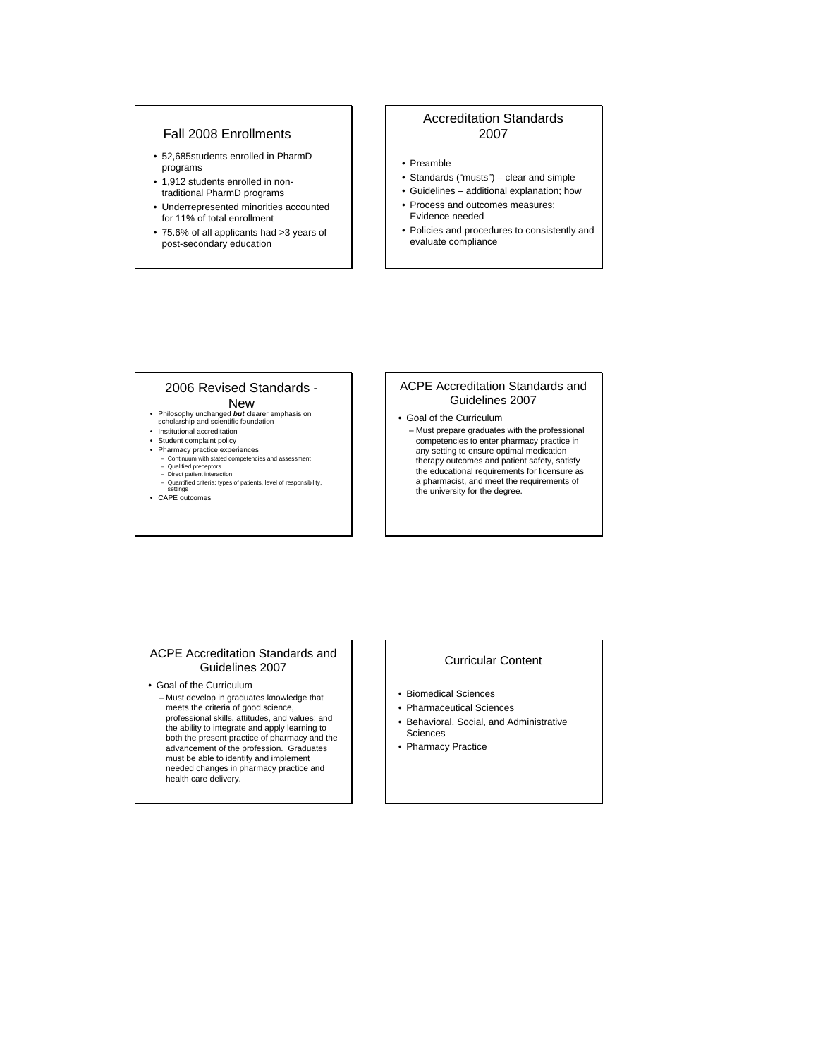## Fall 2008 Enrollments

- 52,685students enrolled in PharmD programs
- 1,912 students enrolled in non-traditional PharmD programs
- Underrepresented minorities accounted for 11% of total enrollment
- 75.6% of all applicants had >3 years of post-secondary education

## Accreditation Standards 2007

- Preamble
- Standards ("musts") – clear and simple
- Guidelines – additional explanation; how
- Process and outcomes measures; Evidence needed
- Policies and procedures to consistently and evaluate compliance

## 2006 Revised Standards - New

- Philosophy unchanged ***but*** clearer emphasis on scholarship and scientific foundation
- Institutional accreditation
- Student complaint policy
- Pharmacy practice experiences
  - Continuum with stated competencies and assessment
  - Qualified preceptors
  - Direct patient interaction
  - Quantified criteria: types of patients, level of responsibility, settings
- CAPE outcomes

## ACPE Accreditation Standards and Guidelines 2007

- Goal of the Curriculum
  - Must prepare graduates with the professional competencies to enter pharmacy practice in any setting to ensure optimal medication therapy outcomes and patient safety, satisfy the educational requirements for licensure as a pharmacist, and meet the requirements of the university for the degree.

## ACPE Accreditation Standards and Guidelines 2007

- Goal of the Curriculum
  - Must develop in graduates knowledge that meets the criteria of good science, professional skills, attitudes, and values; and the ability to integrate and apply learning to both the present practice of pharmacy and the advancement of the profession. Graduates must be able to identify and implement needed changes in pharmacy practice and health care delivery.

## Curricular Content

- Biomedical Sciences
- Pharmaceutical Sciences
- Behavioral, Social, and Administrative Sciences
- Pharmacy Practice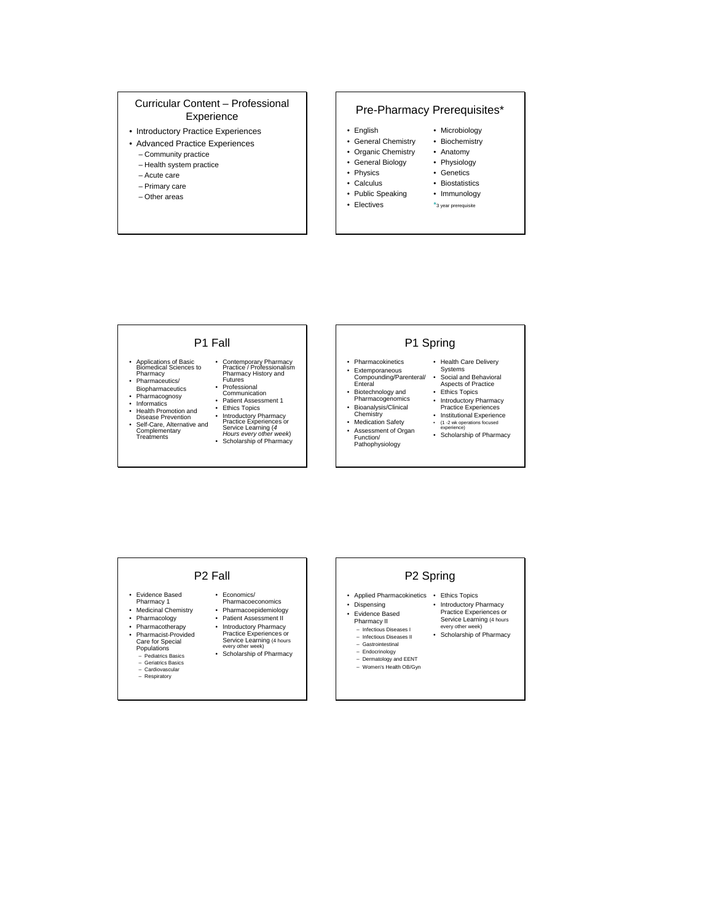## Curricular Content – Professional Experience

- Introductory Practice Experiences
- Advanced Practice Experiences
  - Community practice
  - Health system practice
  - Acute care
  - Primary care
  - Other areas

## Pre-Pharmacy Prerequisites*

- English
- General Chemistry
- Organic Chemistry
- General Biology
- Physics
- Calculus
- Public Speaking
- Electives
- Microbiology
- Biochemistry
- Anatomy
- Physiology
- Genetics
- Biostatistics
- Immunology

*3 year prerequisite

## P1 Fall

- Applications of Basic Biomedical Sciences to Pharmacy
- Pharmaceutics/ Biopharmaceutics
- Pharmacognosy
- Informatics
- Health Promotion and Disease Prevention
- Self-Care, Alternative and Complementary Treatments
- Contemporary Pharmacy Practice / Professionalism Pharmacy History and Futures
- Professional Communication
- Patient Assessment 1
- Ethics Topics
- Introductory Pharmacy Practice Experiences or Service Learning (*4 Hours every other week*)
- Scholarship of Pharmacy

## P1 Spring

- Pharmacokinetics
- Extemporaneous Compounding/Parenteral/ Enteral
- Biotechnology and Pharmacogenomics
- Bioanalysis/Clinical Chemistry
- Medication Safety
- Assessment of Organ Function/ Pathophysiology
- Health Care Delivery Systems
- Social and Behavioral Aspects of Practice
- Ethics Topics
- Introductory Pharmacy Practice Experiences
- Institutional Experience
- (1 -2 wk operations focused experience)
- Scholarship of Pharmacy

## P2 Fall

- Evidence Based Pharmacy 1
- Medicinal Chemistry
- Pharmacology
- Pharmacotherapy
- Pharmacist-Provided Care for Special Populations
  - Pediatrics Basics
  - Geriatrics Basics
  - Cardiovascular
  - Respiratory
- Economics/ Pharmacoeconomics
- Pharmacoepidemiology
- Patient Assessment II
- Introductory Pharmacy Practice Experiences or Service Learning (4 hours every other week)
- Scholarship of Pharmacy

## P2 Spring

- Applied Pharmacokinetics
- Dispensing
- Evidence Based Pharmacy II
  - Infectious Diseases I
  - Infectious Diseases II
  - Gastrointestinal
  - Endocrinology
  - Dermatology and EENT
  - Women's Health OB/Gyn
- Ethics Topics
- Introductory Pharmacy Practice Experiences or Service Learning (4 hours every other week)
- Scholarship of Pharmacy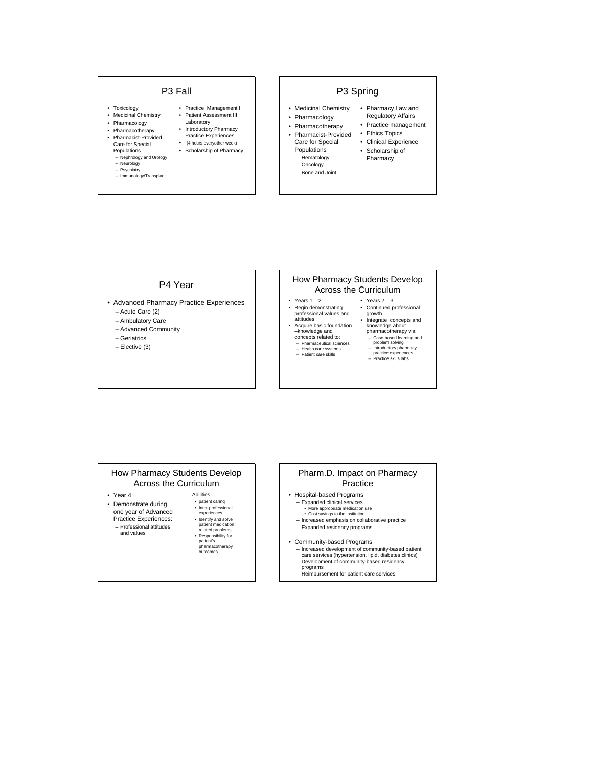## P3 Fall

- Toxicology
- Medicinal Chemistry
- Pharmacology
- Pharmacotherapy
- Pharmacist-Provided Care for Special Populations
  - Nephrology and Urology
  - Neurology
  - Psychiatry
  - Immunology/Transplant
- Practice Management I
- Patient Assessment III Laboratory
- Introductory Pharmacy Practice Experiences
- (4 hours everyother week)
- Scholarship of Pharmacy

## P3 Spring

- Medicinal Chemistry
- Pharmacology
- Pharmacotherapy
- Pharmacist-Provided Care for Special Populations
  - Hematology
  - Oncology
  - Bone and Joint
- Pharmacy Law and Regulatory Affairs
- Practice management
- Ethics Topics
- Clinical Experience
- Scholarship of Pharmacy

## P4 Year

- Advanced Pharmacy Practice Experiences
  - Acute Care (2)
  - Ambulatory Care
  - Advanced Community
  - Geriatrics
  - Elective (3)

## How Pharmacy Students Develop Across the Curriculum

- Years 1 – 2
- Begin demonstrating professional values and attitudes
- Acquire basic foundation –knowledge and concepts related to:
  - Pharmaceutical sciences
  - Health care systems
  - Patient care skills
- Years 2 – 3
- Continued professional growth
- Integrate concepts and knowledge about pharmacotherapy via:
  - Case-based learning and problem solving
  - Introductory pharmacy practice experiences
  - Practice skills labs

## How Pharmacy Students Develop Across the Curriculum

- Year 4
- Demonstrate during one year of Advanced Practice Experiences:
  - Professional attitudes and values
  - Abilities
    - patient caring
    - Inter-professional experiences
    - Identify and solve patient medication related problems
    - Responsibility for patient's pharmacotherapy outcomes

## Pharm.D. Impact on Pharmacy Practice

- Hospital-based Programs
  - Expanded clinical services
    - More appropriate medication use
    - Cost savings to the institution
  - Increased emphasis on collaborative practice
  - Expanded residency programs
- Community-based Programs
  - Increased development of community-based patient care services (hypertension, lipid, diabetes clinics)
  - Development of community-based residency programs
  - Reimbursement for patient care services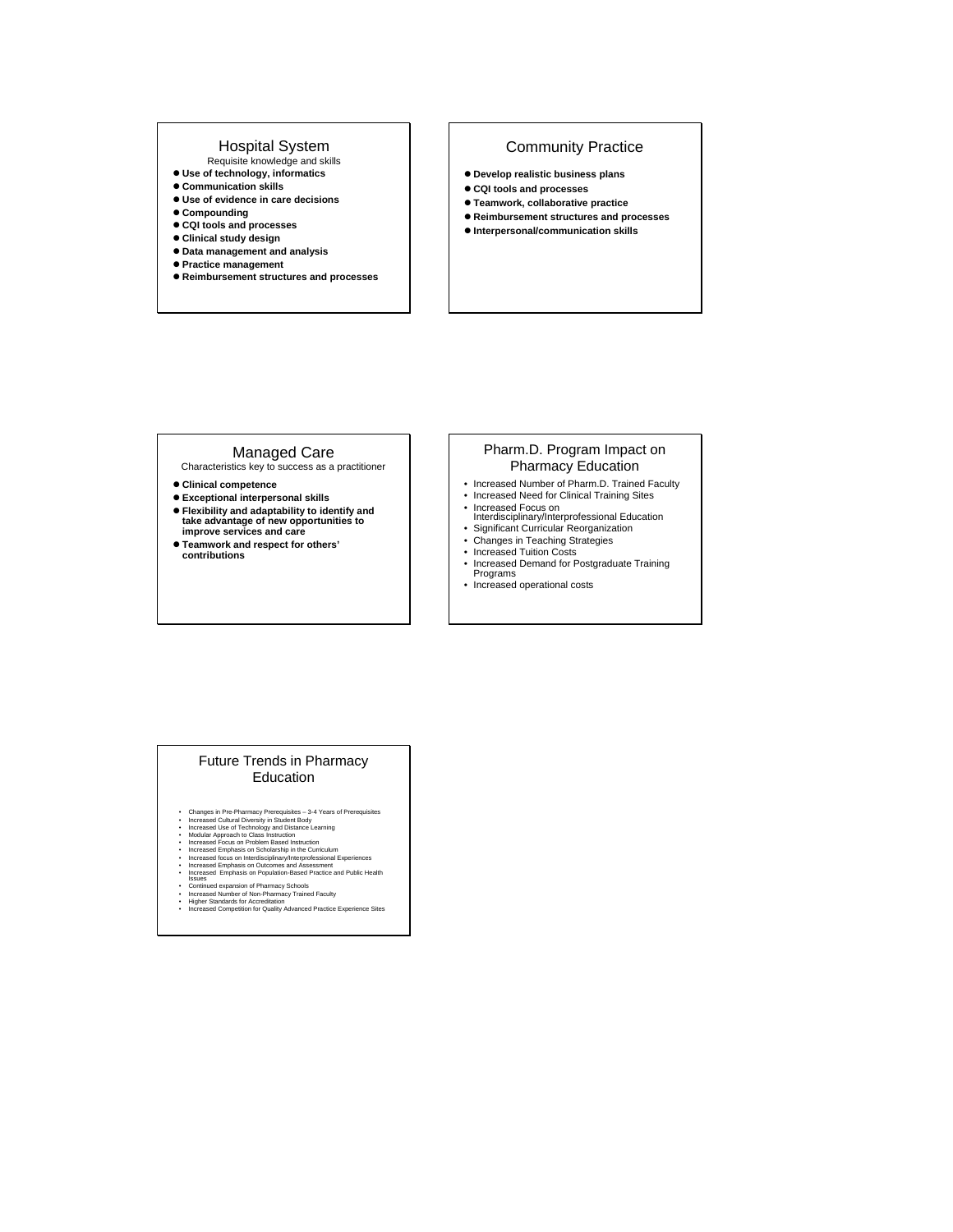## Hospital System

Requisite knowledge and skills

- **Use of technology, informatics**
- **Communication skills**
- **Use of evidence in care decisions**
- **Compounding**
- **CQI tools and processes**
- **Clinical study design**
- **Data management and analysis**
- **Practice management**
- **Reimbursement structures and processes**

## Community Practice

- **Develop realistic business plans**
- **CQI tools and processes**
- **Teamwork, collaborative practice**
- **Reimbursement structures and processes**
- **Interpersonal/communication skills**

## Managed Care

Characteristics key to success as a practitioner

- **Clinical competence**
- **Exceptional interpersonal skills**
- **Flexibility and adaptability to identify and take advantage of new opportunities to improve services and care**
- **Teamwork and respect for others' contributions**

## Pharm.D. Program Impact on Pharmacy Education

- Increased Number of Pharm.D. Trained Faculty
- Increased Need for Clinical Training Sites
- Increased Focus on Interdisciplinary/Interprofessional Education
- Significant Curricular Reorganization
- Changes in Teaching Strategies
- Increased Tuition Costs
- Increased Demand for Postgraduate Training Programs
- Increased operational costs

## Future Trends in Pharmacy Education

- Changes in Pre-Pharmacy Prerequisites – 3-4 Years of Prerequisites
- Increased Cultural Diversity in Student Body
- Increased Use of Technology and Distance Learning
- Modular Approach to Class Instruction
- Increased Focus on Problem Based Instruction
- Increased Emphasis on Scholarship in the Curriculum
- Increased focus on Interdisciplinary/Interprofessional Experiences
- Increased Emphasis on Outcomes and Assessment
- Increased Emphasis on Population-Based Practice and Public Health Issues
- Continued expansion of Pharmacy Schools
- Increased Number of Non-Pharmacy Trained Faculty
- Higher Standards for Accreditation
- Increased Competition for Quality Advanced Practice Experience Sites